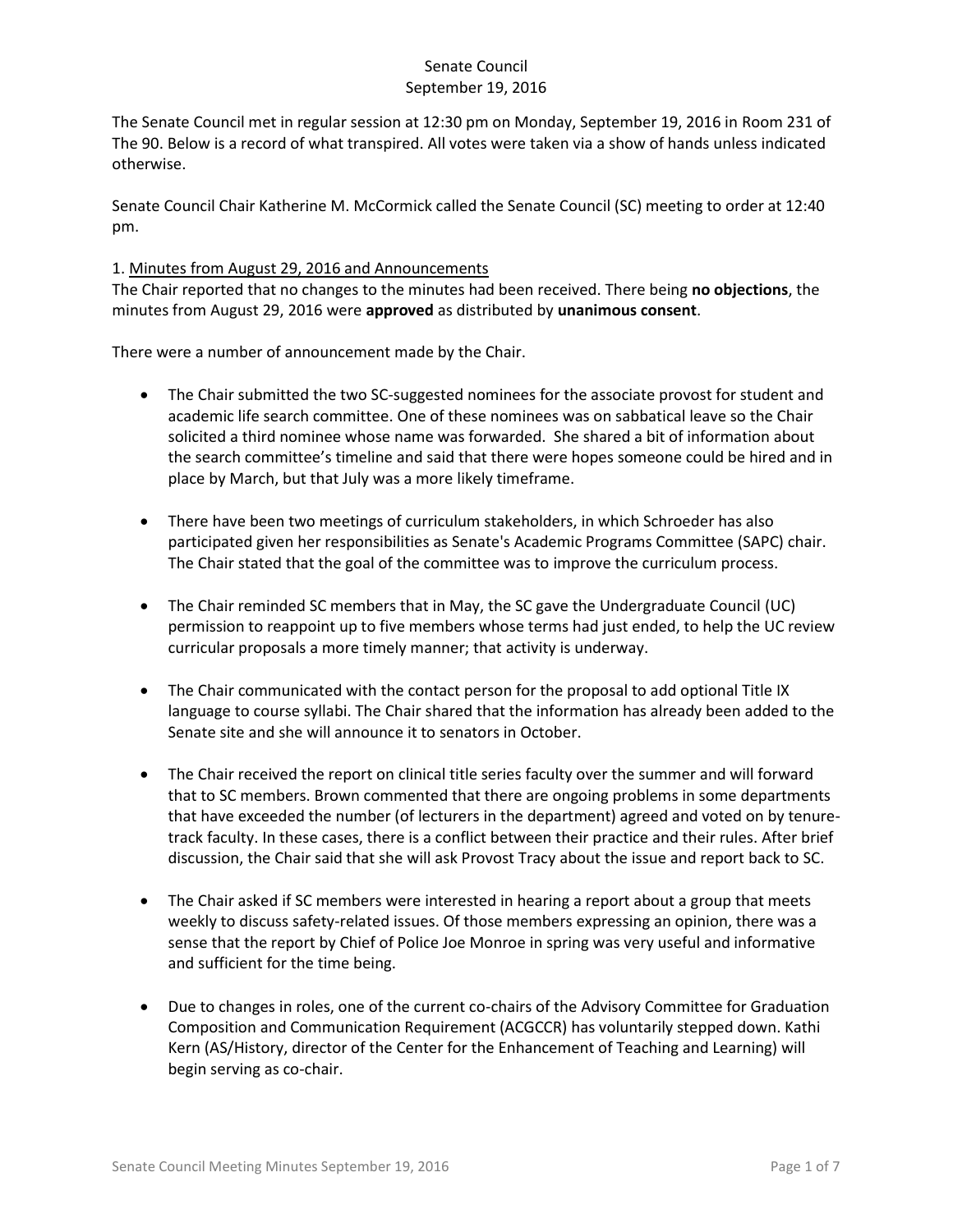Senate Council
September 19, 2016

The Senate Council met in regular session at 12:30 pm on Monday, September 19, 2016 in Room 231 of The 90. Below is a record of what transpired. All votes were taken via a show of hands unless indicated otherwise.

Senate Council Chair Katherine M. McCormick called the Senate Council (SC) meeting to order at 12:40 pm.

1. Minutes from August 29, 2016 and Announcements

The Chair reported that no changes to the minutes had been received. There being **no objections**, the minutes from August 29, 2016 were **approved** as distributed by **unanimous consent**.

There were a number of announcement made by the Chair.

- The Chair submitted the two SC-suggested nominees for the associate provost for student and academic life search committee. One of these nominees was on sabbatical leave so the Chair solicited a third nominee whose name was forwarded. She shared a bit of information about the search committee's timeline and said that there were hopes someone could be hired and in place by March, but that July was a more likely timeframe.

- There have been two meetings of curriculum stakeholders, in which Schroeder has also participated given her responsibilities as Senate's Academic Programs Committee (SAPC) chair. The Chair stated that the goal of the committee was to improve the curriculum process.

- The Chair reminded SC members that in May, the SC gave the Undergraduate Council (UC) permission to reappoint up to five members whose terms had just ended, to help the UC review curricular proposals a more timely manner; that activity is underway.

- The Chair communicated with the contact person for the proposal to add optional Title IX language to course syllabi. The Chair shared that the information has already been added to the Senate site and she will announce it to senators in October.

- The Chair received the report on clinical title series faculty over the summer and will forward that to SC members. Brown commented that there are ongoing problems in some departments that have exceeded the number (of lecturers in the department) agreed and voted on by tenure-track faculty. In these cases, there is a conflict between their practice and their rules. After brief discussion, the Chair said that she will ask Provost Tracy about the issue and report back to SC.

- The Chair asked if SC members were interested in hearing a report about a group that meets weekly to discuss safety-related issues. Of those members expressing an opinion, there was a sense that the report by Chief of Police Joe Monroe in spring was very useful and informative and sufficient for the time being.

- Due to changes in roles, one of the current co-chairs of the Advisory Committee for Graduation Composition and Communication Requirement (ACGCCR) has voluntarily stepped down. Kathi Kern (AS/History, director of the Center for the Enhancement of Teaching and Learning) will begin serving as co-chair.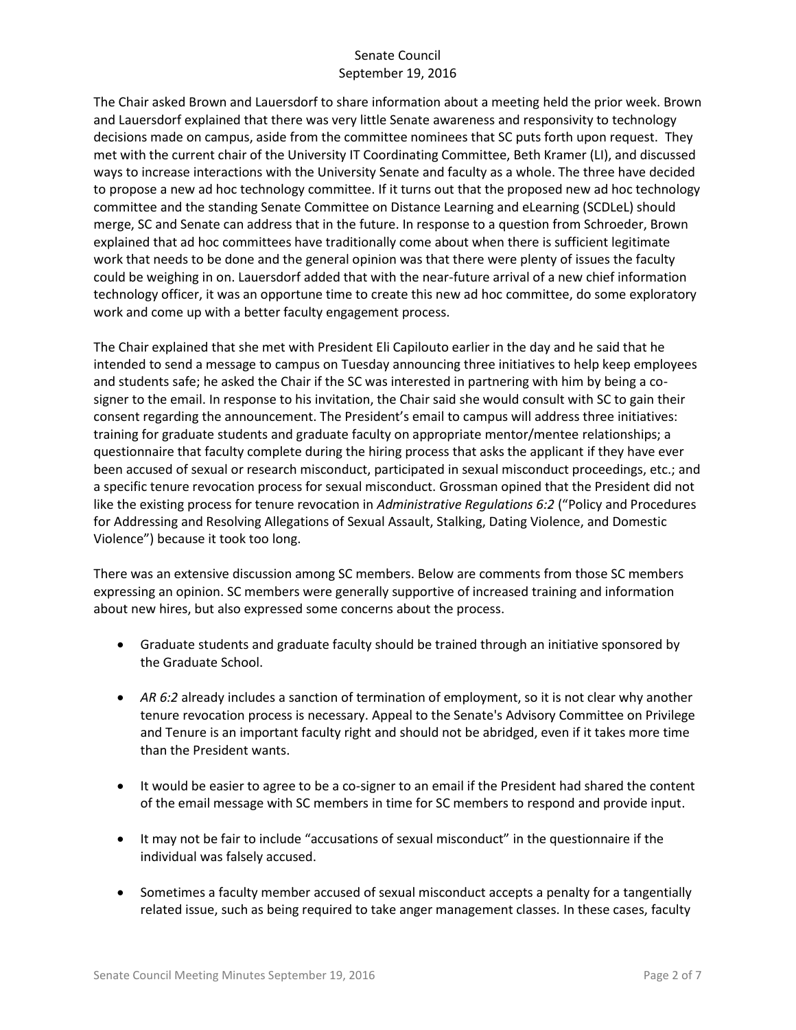The Chair asked Brown and Lauersdorf to share information about a meeting held the prior week. Brown and Lauersdorf explained that there was very little Senate awareness and responsivity to technology decisions made on campus, aside from the committee nominees that SC puts forth upon request. They met with the current chair of the University IT Coordinating Committee, Beth Kramer (LI), and discussed ways to increase interactions with the University Senate and faculty as a whole. The three have decided to propose a new ad hoc technology committee. If it turns out that the proposed new ad hoc technology committee and the standing Senate Committee on Distance Learning and eLearning (SCDLeL) should merge, SC and Senate can address that in the future. In response to a question from Schroeder, Brown explained that ad hoc committees have traditionally come about when there is sufficient legitimate work that needs to be done and the general opinion was that there were plenty of issues the faculty could be weighing in on. Lauersdorf added that with the near-future arrival of a new chief information technology officer, it was an opportune time to create this new ad hoc committee, do some exploratory work and come up with a better faculty engagement process.

The Chair explained that she met with President Eli Capilouto earlier in the day and he said that he intended to send a message to campus on Tuesday announcing three initiatives to help keep employees and students safe; he asked the Chair if the SC was interested in partnering with him by being a co-signer to the email. In response to his invitation, the Chair said she would consult with SC to gain their consent regarding the announcement. The President's email to campus will address three initiatives: training for graduate students and graduate faculty on appropriate mentor/mentee relationships; a questionnaire that faculty complete during the hiring process that asks the applicant if they have ever been accused of sexual or research misconduct, participated in sexual misconduct proceedings, etc.; and a specific tenure revocation process for sexual misconduct. Grossman opined that the President did not like the existing process for tenure revocation in *Administrative Regulations 6:2* ("Policy and Procedures for Addressing and Resolving Allegations of Sexual Assault, Stalking, Dating Violence, and Domestic Violence") because it took too long.

There was an extensive discussion among SC members. Below are comments from those SC members expressing an opinion. SC members were generally supportive of increased training and information about new hires, but also expressed some concerns about the process.

- Graduate students and graduate faculty should be trained through an initiative sponsored by the Graduate School.

- *AR 6:2* already includes a sanction of termination of employment, so it is not clear why another tenure revocation process is necessary. Appeal to the Senate's Advisory Committee on Privilege and Tenure is an important faculty right and should not be abridged, even if it takes more time than the President wants.

- It would be easier to agree to be a co-signer to an email if the President had shared the content of the email message with SC members in time for SC members to respond and provide input.

- It may not be fair to include "accusations of sexual misconduct" in the questionnaire if the individual was falsely accused.

- Sometimes a faculty member accused of sexual misconduct accepts a penalty for a tangentially related issue, such as being required to take anger management classes. In these cases, faculty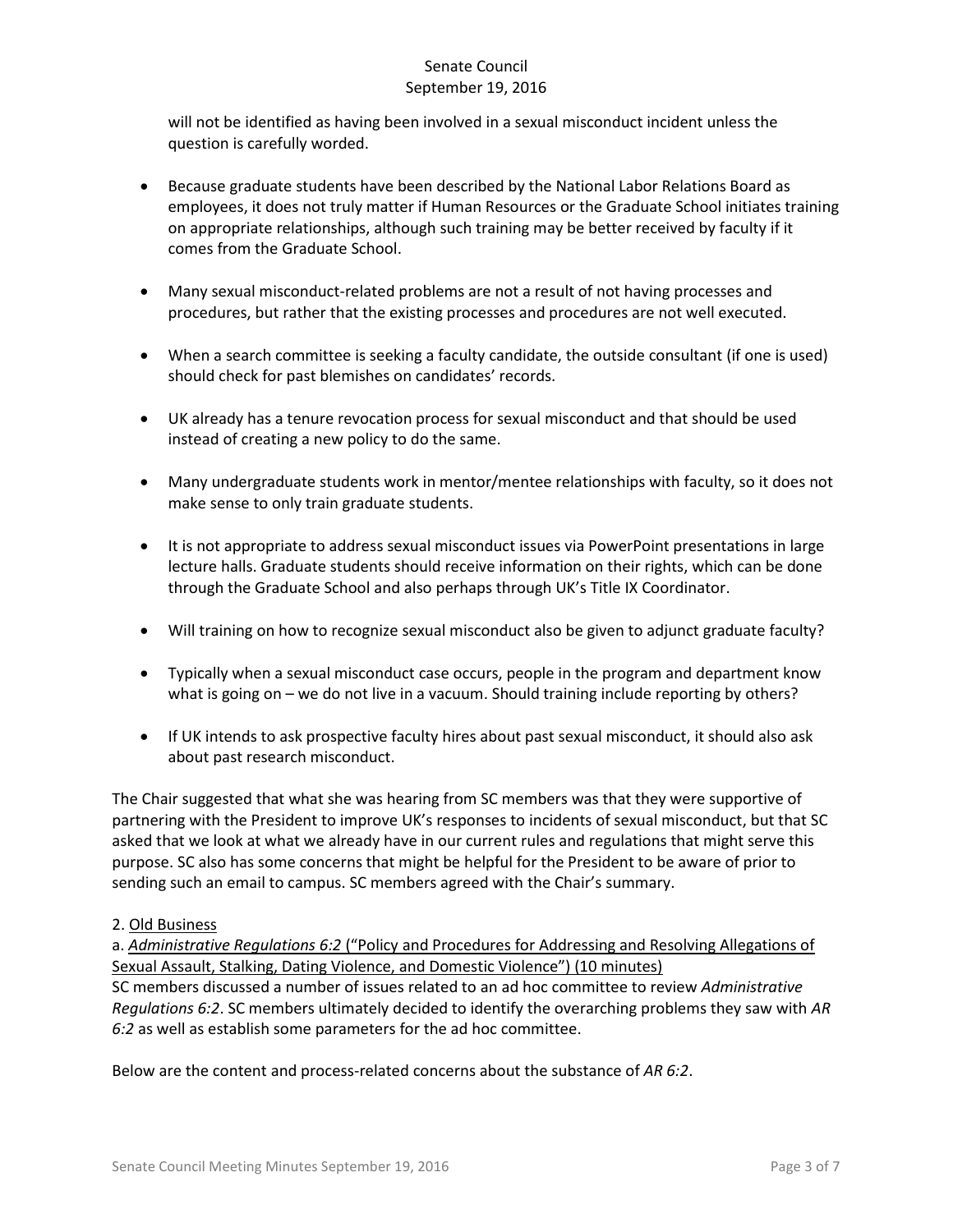will not be identified as having been involved in a sexual misconduct incident unless the question is carefully worded.

- Because graduate students have been described by the National Labor Relations Board as employees, it does not truly matter if Human Resources or the Graduate School initiates training on appropriate relationships, although such training may be better received by faculty if it comes from the Graduate School.

- Many sexual misconduct-related problems are not a result of not having processes and procedures, but rather that the existing processes and procedures are not well executed.

- When a search committee is seeking a faculty candidate, the outside consultant (if one is used) should check for past blemishes on candidates' records.

- UK already has a tenure revocation process for sexual misconduct and that should be used instead of creating a new policy to do the same.

- Many undergraduate students work in mentor/mentee relationships with faculty, so it does not make sense to only train graduate students.

- It is not appropriate to address sexual misconduct issues via PowerPoint presentations in large lecture halls. Graduate students should receive information on their rights, which can be done through the Graduate School and also perhaps through UK's Title IX Coordinator.

- Will training on how to recognize sexual misconduct also be given to adjunct graduate faculty?

- Typically when a sexual misconduct case occurs, people in the program and department know what is going on – we do not live in a vacuum. Should training include reporting by others?

- If UK intends to ask prospective faculty hires about past sexual misconduct, it should also ask about past research misconduct.

The Chair suggested that what she was hearing from SC members was that they were supportive of partnering with the President to improve UK's responses to incidents of sexual misconduct, but that SC asked that we look at what we already have in our current rules and regulations that might serve this purpose. SC also has some concerns that might be helpful for the President to be aware of prior to sending such an email to campus. SC members agreed with the Chair's summary.

2. Old Business

a. *Administrative Regulations 6:2* ("Policy and Procedures for Addressing and Resolving Allegations of Sexual Assault, Stalking, Dating Violence, and Domestic Violence") (10 minutes)

SC members discussed a number of issues related to an ad hoc committee to review *Administrative Regulations 6:2*. SC members ultimately decided to identify the overarching problems they saw with *AR 6:2* as well as establish some parameters for the ad hoc committee.

Below are the content and process-related concerns about the substance of *AR 6:2*.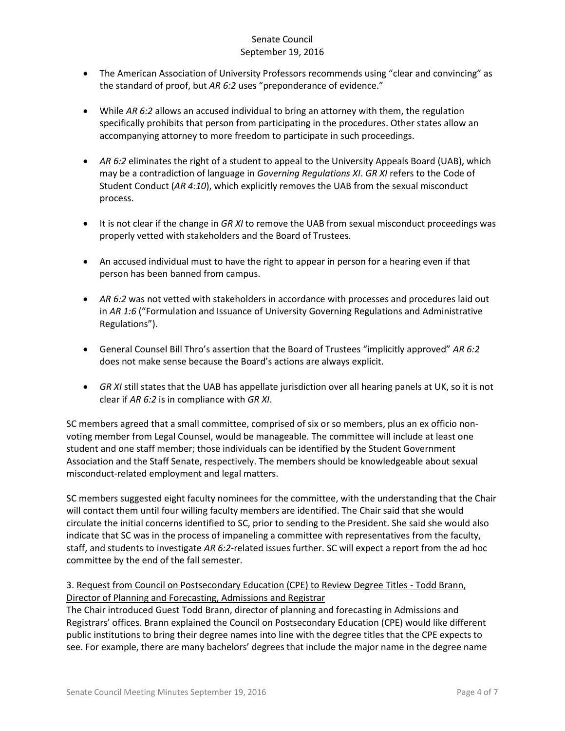- The American Association of University Professors recommends using "clear and convincing" as the standard of proof, but *AR 6:2* uses "preponderance of evidence."

- While *AR 6:2* allows an accused individual to bring an attorney with them, the regulation specifically prohibits that person from participating in the procedures. Other states allow an accompanying attorney to more freedom to participate in such proceedings.

- *AR 6:2* eliminates the right of a student to appeal to the University Appeals Board (UAB), which may be a contradiction of language in *Governing Regulations XI*. *GR XI* refers to the Code of Student Conduct (*AR 4:10*), which explicitly removes the UAB from the sexual misconduct process.

- It is not clear if the change in *GR XI* to remove the UAB from sexual misconduct proceedings was properly vetted with stakeholders and the Board of Trustees.

- An accused individual must to have the right to appear in person for a hearing even if that person has been banned from campus.

- *AR 6:2* was not vetted with stakeholders in accordance with processes and procedures laid out in *AR 1:6* ("Formulation and Issuance of University Governing Regulations and Administrative Regulations").

- General Counsel Bill Thro's assertion that the Board of Trustees "implicitly approved" *AR 6:2* does not make sense because the Board's actions are always explicit.

- *GR XI* still states that the UAB has appellate jurisdiction over all hearing panels at UK, so it is not clear if *AR 6:2* is in compliance with *GR XI*.

SC members agreed that a small committee, comprised of six or so members, plus an ex officio non-voting member from Legal Counsel, would be manageable. The committee will include at least one student and one staff member; those individuals can be identified by the Student Government Association and the Staff Senate, respectively. The members should be knowledgeable about sexual misconduct-related employment and legal matters.

SC members suggested eight faculty nominees for the committee, with the understanding that the Chair will contact them until four willing faculty members are identified. The Chair said that she would circulate the initial concerns identified to SC, prior to sending to the President. She said she would also indicate that SC was in the process of impaneling a committee with representatives from the faculty, staff, and students to investigate *AR 6:2*-related issues further. SC will expect a report from the ad hoc committee by the end of the fall semester.

3. Request from Council on Postsecondary Education (CPE) to Review Degree Titles - Todd Brann, Director of Planning and Forecasting, Admissions and Registrar

The Chair introduced Guest Todd Brann, director of planning and forecasting in Admissions and Registrars' offices. Brann explained the Council on Postsecondary Education (CPE) would like different public institutions to bring their degree names into line with the degree titles that the CPE expects to see. For example, there are many bachelors' degrees that include the major name in the degree name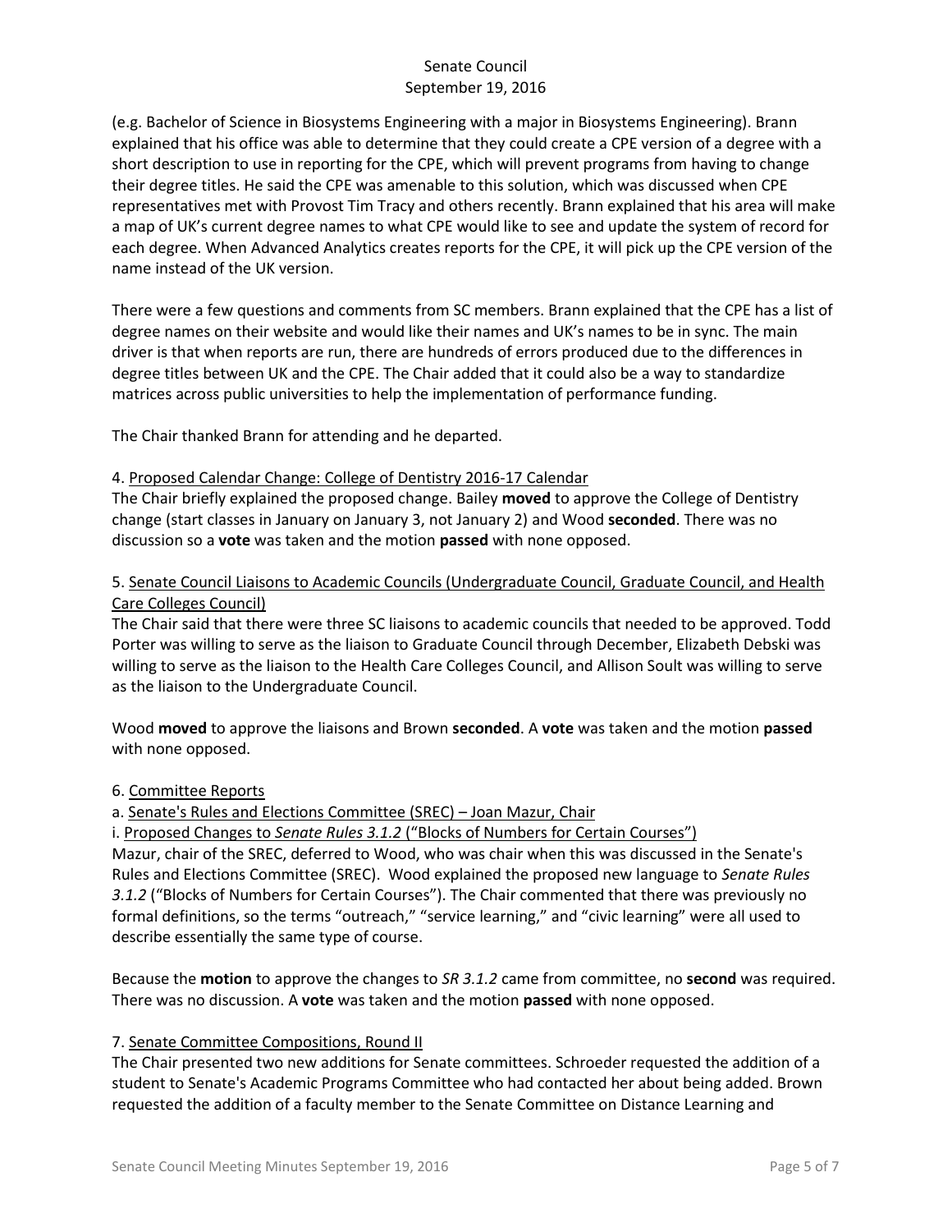(e.g. Bachelor of Science in Biosystems Engineering with a major in Biosystems Engineering). Brann explained that his office was able to determine that they could create a CPE version of a degree with a short description to use in reporting for the CPE, which will prevent programs from having to change their degree titles. He said the CPE was amenable to this solution, which was discussed when CPE representatives met with Provost Tim Tracy and others recently. Brann explained that his area will make a map of UK's current degree names to what CPE would like to see and update the system of record for each degree. When Advanced Analytics creates reports for the CPE, it will pick up the CPE version of the name instead of the UK version.

There were a few questions and comments from SC members. Brann explained that the CPE has a list of degree names on their website and would like their names and UK's names to be in sync. The main driver is that when reports are run, there are hundreds of errors produced due to the differences in degree titles between UK and the CPE. The Chair added that it could also be a way to standardize matrices across public universities to help the implementation of performance funding.

The Chair thanked Brann for attending and he departed.

4. Proposed Calendar Change: College of Dentistry 2016-17 Calendar

The Chair briefly explained the proposed change. Bailey **moved** to approve the College of Dentistry change (start classes in January on January 3, not January 2) and Wood **seconded**. There was no discussion so a **vote** was taken and the motion **passed** with none opposed.

5. Senate Council Liaisons to Academic Councils (Undergraduate Council, Graduate Council, and Health Care Colleges Council)

The Chair said that there were three SC liaisons to academic councils that needed to be approved. Todd Porter was willing to serve as the liaison to Graduate Council through December, Elizabeth Debski was willing to serve as the liaison to the Health Care Colleges Council, and Allison Soult was willing to serve as the liaison to the Undergraduate Council.

Wood **moved** to approve the liaisons and Brown **seconded**. A **vote** was taken and the motion **passed** with none opposed.

6. Committee Reports

a. Senate's Rules and Elections Committee (SREC) – Joan Mazur, Chair

i. Proposed Changes to *Senate Rules 3.1.2* ("Blocks of Numbers for Certain Courses")

Mazur, chair of the SREC, deferred to Wood, who was chair when this was discussed in the Senate's Rules and Elections Committee (SREC). Wood explained the proposed new language to *Senate Rules 3.1.2* ("Blocks of Numbers for Certain Courses"). The Chair commented that there was previously no formal definitions, so the terms "outreach," "service learning," and "civic learning" were all used to describe essentially the same type of course.

Because the **motion** to approve the changes to *SR 3.1.2* came from committee, no **second** was required. There was no discussion. A **vote** was taken and the motion **passed** with none opposed.

7. Senate Committee Compositions, Round II

The Chair presented two new additions for Senate committees. Schroeder requested the addition of a student to Senate's Academic Programs Committee who had contacted her about being added. Brown requested the addition of a faculty member to the Senate Committee on Distance Learning and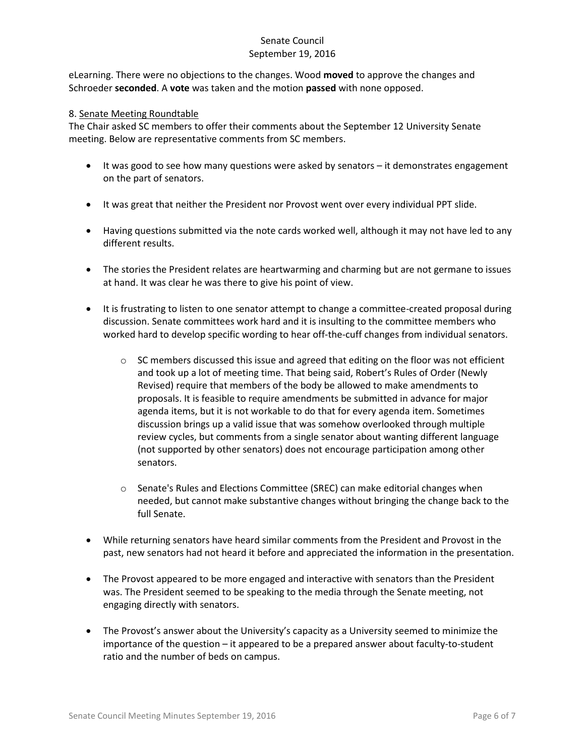eLearning. There were no objections to the changes. Wood **moved** to approve the changes and Schroeder **seconded**. A **vote** was taken and the motion **passed** with none opposed.

8. Senate Meeting Roundtable

The Chair asked SC members to offer their comments about the September 12 University Senate meeting. Below are representative comments from SC members.

- It was good to see how many questions were asked by senators – it demonstrates engagement on the part of senators.
- It was great that neither the President nor Provost went over every individual PPT slide.
- Having questions submitted via the note cards worked well, although it may not have led to any different results.
- The stories the President relates are heartwarming and charming but are not germane to issues at hand. It was clear he was there to give his point of view.
- It is frustrating to listen to one senator attempt to change a committee-created proposal during discussion. Senate committees work hard and it is insulting to the committee members who worked hard to develop specific wording to hear off-the-cuff changes from individual senators.
    - SC members discussed this issue and agreed that editing on the floor was not efficient and took up a lot of meeting time. That being said, Robert's Rules of Order (Newly Revised) require that members of the body be allowed to make amendments to proposals. It is feasible to require amendments be submitted in advance for major agenda items, but it is not workable to do that for every agenda item. Sometimes discussion brings up a valid issue that was somehow overlooked through multiple review cycles, but comments from a single senator about wanting different language (not supported by other senators) does not encourage participation among other senators.
    - Senate's Rules and Elections Committee (SREC) can make editorial changes when needed, but cannot make substantive changes without bringing the change back to the full Senate.
- While returning senators have heard similar comments from the President and Provost in the past, new senators had not heard it before and appreciated the information in the presentation.
- The Provost appeared to be more engaged and interactive with senators than the President was. The President seemed to be speaking to the media through the Senate meeting, not engaging directly with senators.
- The Provost's answer about the University's capacity as a University seemed to minimize the importance of the question – it appeared to be a prepared answer about faculty-to-student ratio and the number of beds on campus.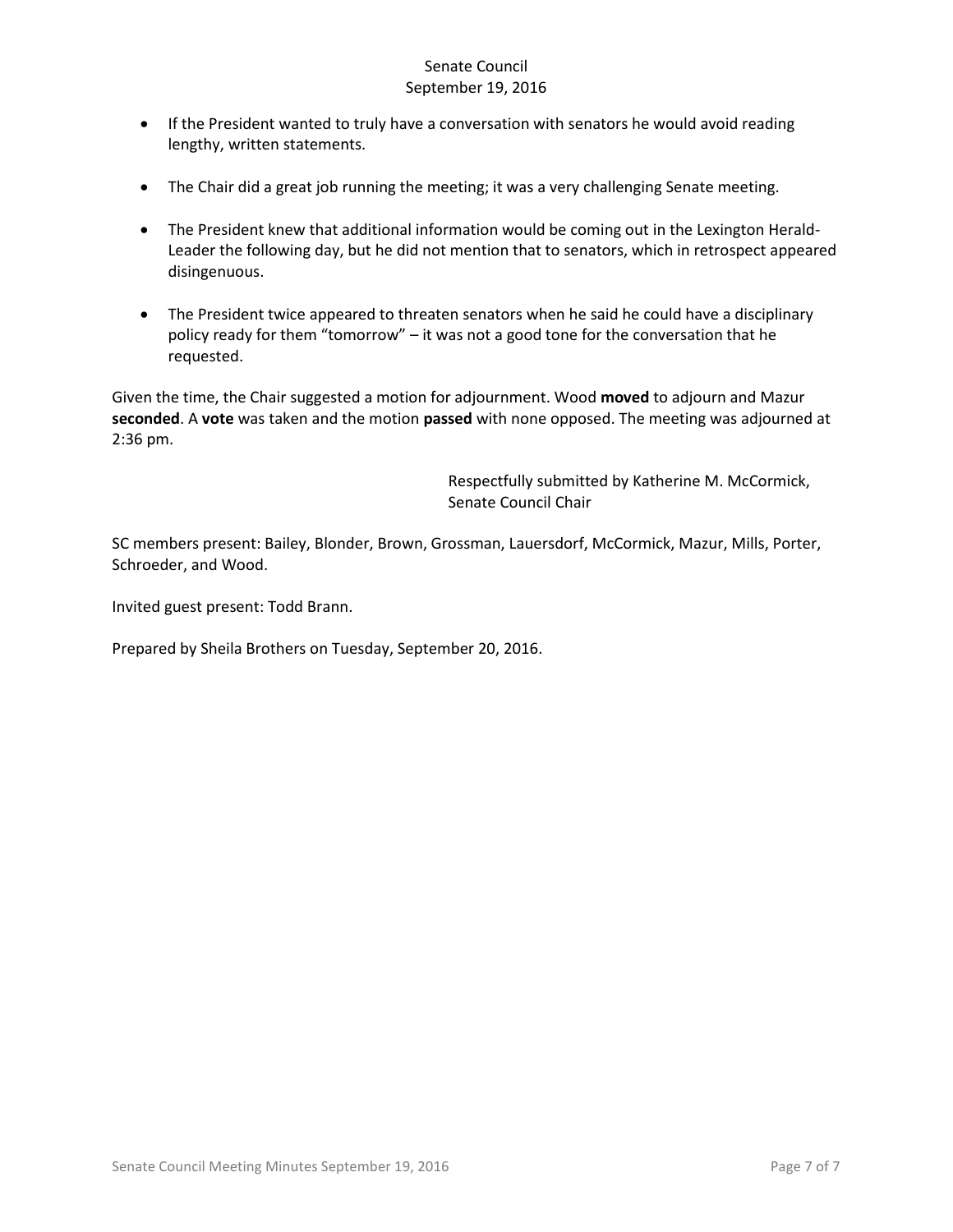- If the President wanted to truly have a conversation with senators he would avoid reading lengthy, written statements.
- The Chair did a great job running the meeting; it was a very challenging Senate meeting.
- The President knew that additional information would be coming out in the Lexington Herald-Leader the following day, but he did not mention that to senators, which in retrospect appeared disingenuous.
- The President twice appeared to threaten senators when he said he could have a disciplinary policy ready for them "tomorrow" – it was not a good tone for the conversation that he requested.

Given the time, the Chair suggested a motion for adjournment. Wood **moved** to adjourn and Mazur **seconded**. A **vote** was taken and the motion **passed** with none opposed. The meeting was adjourned at 2:36 pm.

Respectfully submitted by Katherine M. McCormick,
Senate Council Chair

SC members present: Bailey, Blonder, Brown, Grossman, Lauersdorf, McCormick, Mazur, Mills, Porter, Schroeder, and Wood.

Invited guest present: Todd Brann.

Prepared by Sheila Brothers on Tuesday, September 20, 2016.